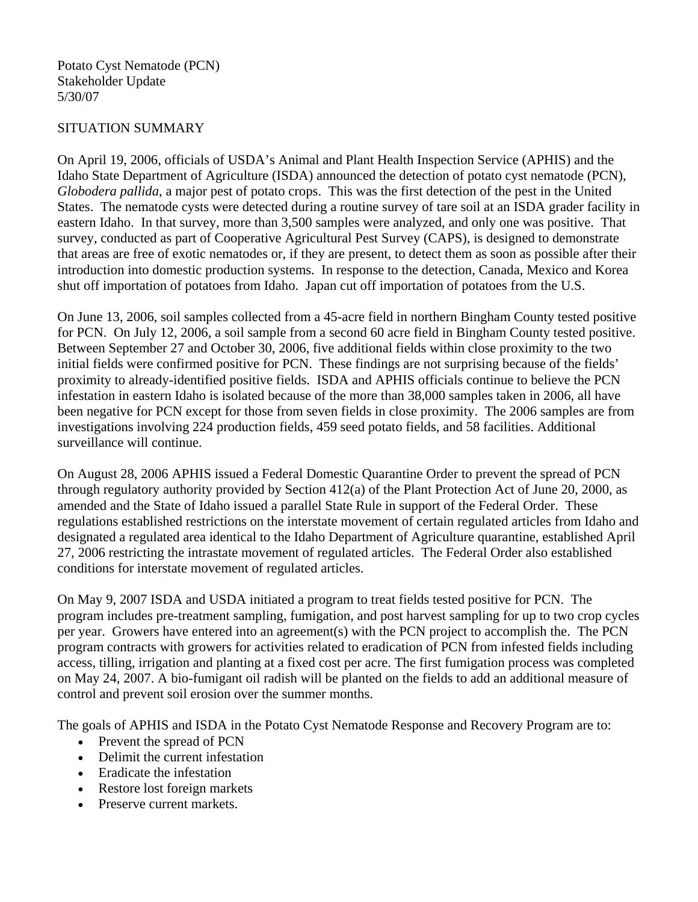Potato Cyst Nematode (PCN)
Stakeholder Update
5/30/07

## SITUATION SUMMARY

On April 19, 2006, officials of USDA's Animal and Plant Health Inspection Service (APHIS) and the Idaho State Department of Agriculture (ISDA) announced the detection of potato cyst nematode (PCN), *Globodera pallida*, a major pest of potato crops. This was the first detection of the pest in the United States. The nematode cysts were detected during a routine survey of tare soil at an ISDA grader facility in eastern Idaho. In that survey, more than 3,500 samples were analyzed, and only one was positive. That survey, conducted as part of Cooperative Agricultural Pest Survey (CAPS), is designed to demonstrate that areas are free of exotic nematodes or, if they are present, to detect them as soon as possible after their introduction into domestic production systems. In response to the detection, Canada, Mexico and Korea shut off importation of potatoes from Idaho. Japan cut off importation of potatoes from the U.S.

On June 13, 2006, soil samples collected from a 45-acre field in northern Bingham County tested positive for PCN. On July 12, 2006, a soil sample from a second 60 acre field in Bingham County tested positive. Between September 27 and October 30, 2006, five additional fields within close proximity to the two initial fields were confirmed positive for PCN. These findings are not surprising because of the fields' proximity to already-identified positive fields. ISDA and APHIS officials continue to believe the PCN infestation in eastern Idaho is isolated because of the more than 38,000 samples taken in 2006, all have been negative for PCN except for those from seven fields in close proximity. The 2006 samples are from investigations involving 224 production fields, 459 seed potato fields, and 58 facilities. Additional surveillance will continue.

On August 28, 2006 APHIS issued a Federal Domestic Quarantine Order to prevent the spread of PCN through regulatory authority provided by Section 412(a) of the Plant Protection Act of June 20, 2000, as amended and the State of Idaho issued a parallel State Rule in support of the Federal Order. These regulations established restrictions on the interstate movement of certain regulated articles from Idaho and designated a regulated area identical to the Idaho Department of Agriculture quarantine, established April 27, 2006 restricting the intrastate movement of regulated articles. The Federal Order also established conditions for interstate movement of regulated articles.

On May 9, 2007 ISDA and USDA initiated a program to treat fields tested positive for PCN. The program includes pre-treatment sampling, fumigation, and post harvest sampling for up to two crop cycles per year. Growers have entered into an agreement(s) with the PCN project to accomplish the. The PCN program contracts with growers for activities related to eradication of PCN from infested fields including access, tilling, irrigation and planting at a fixed cost per acre. The first fumigation process was completed on May 24, 2007. A bio-fumigant oil radish will be planted on the fields to add an additional measure of control and prevent soil erosion over the summer months.

The goals of APHIS and ISDA in the Potato Cyst Nematode Response and Recovery Program are to:

- Prevent the spread of PCN
- Delimit the current infestation
- Eradicate the infestation
- Restore lost foreign markets
- Preserve current markets.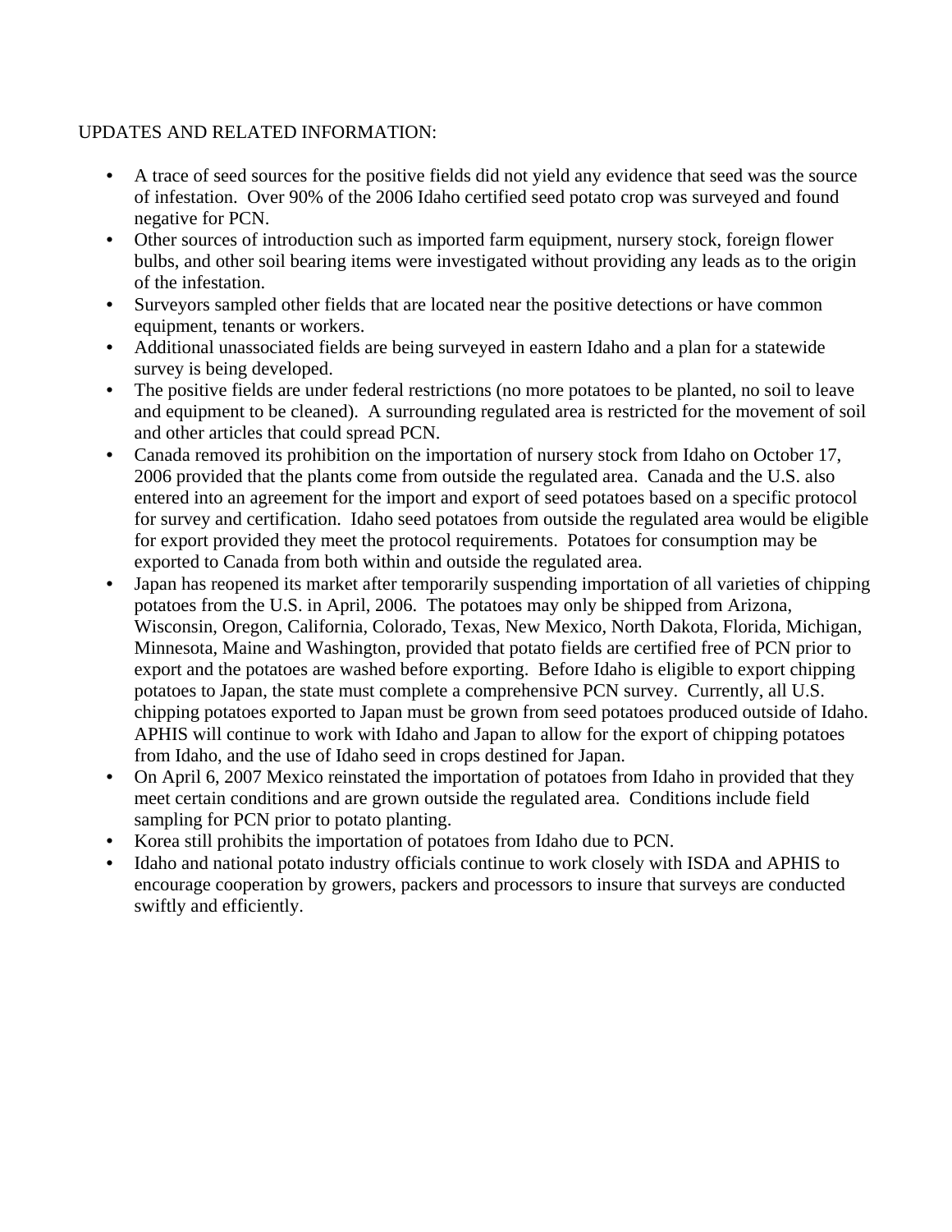UPDATES AND RELATED INFORMATION:

- A trace of seed sources for the positive fields did not yield any evidence that seed was the source of infestation. Over 90% of the 2006 Idaho certified seed potato crop was surveyed and found negative for PCN.
- Other sources of introduction such as imported farm equipment, nursery stock, foreign flower bulbs, and other soil bearing items were investigated without providing any leads as to the origin of the infestation.
- Surveyors sampled other fields that are located near the positive detections or have common equipment, tenants or workers.
- Additional unassociated fields are being surveyed in eastern Idaho and a plan for a statewide survey is being developed.
- The positive fields are under federal restrictions (no more potatoes to be planted, no soil to leave and equipment to be cleaned). A surrounding regulated area is restricted for the movement of soil and other articles that could spread PCN.
- Canada removed its prohibition on the importation of nursery stock from Idaho on October 17, 2006 provided that the plants come from outside the regulated area. Canada and the U.S. also entered into an agreement for the import and export of seed potatoes based on a specific protocol for survey and certification. Idaho seed potatoes from outside the regulated area would be eligible for export provided they meet the protocol requirements. Potatoes for consumption may be exported to Canada from both within and outside the regulated area.
- Japan has reopened its market after temporarily suspending importation of all varieties of chipping potatoes from the U.S. in April, 2006. The potatoes may only be shipped from Arizona, Wisconsin, Oregon, California, Colorado, Texas, New Mexico, North Dakota, Florida, Michigan, Minnesota, Maine and Washington, provided that potato fields are certified free of PCN prior to export and the potatoes are washed before exporting. Before Idaho is eligible to export chipping potatoes to Japan, the state must complete a comprehensive PCN survey. Currently, all U.S. chipping potatoes exported to Japan must be grown from seed potatoes produced outside of Idaho. APHIS will continue to work with Idaho and Japan to allow for the export of chipping potatoes from Idaho, and the use of Idaho seed in crops destined for Japan.
- On April 6, 2007 Mexico reinstated the importation of potatoes from Idaho in provided that they meet certain conditions and are grown outside the regulated area. Conditions include field sampling for PCN prior to potato planting.
- Korea still prohibits the importation of potatoes from Idaho due to PCN.
- Idaho and national potato industry officials continue to work closely with ISDA and APHIS to encourage cooperation by growers, packers and processors to insure that surveys are conducted swiftly and efficiently.